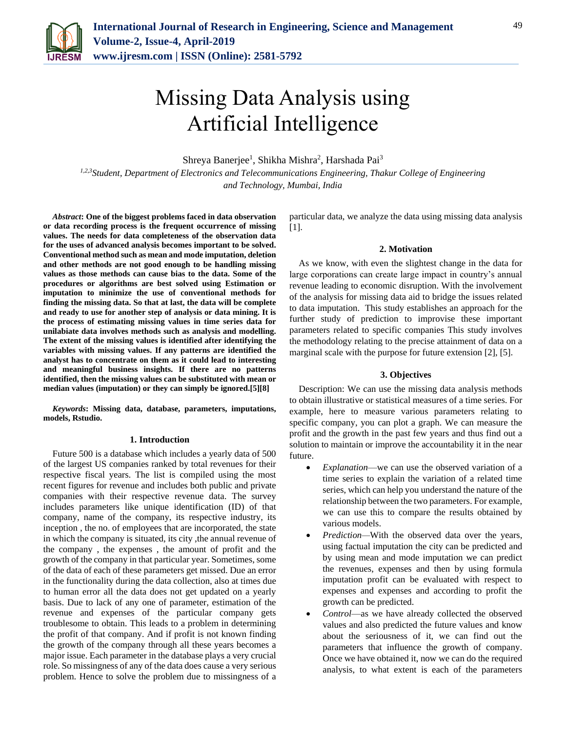# Missing Data Analysis using Artificial Intelligence

Shreya Banerjee[1], Shikha Mishra[2], Harshada Pai[3]

[1,2,3]*Student, Department of Electronics and Telecommunications Engineering, Thakur College of Engineering and Technology, Mumbai, India*

***Abstract*: One of the biggest problems faced in data observation or data recording process is the frequent occurrence of missing values. The needs for data completeness of the observation data for the uses of advanced analysis becomes important to be solved. Conventional method such as mean and mode imputation, deletion and other methods are not good enough to be handling missing values as those methods can cause bias to the data. Some of the procedures or algorithms are best solved using Estimation or imputation to minimize the use of conventional methods for finding the missing data. So that at last, the data will be complete and ready to use for another step of analysis or data mining. It is the process of estimating missing values in time series data for unilabiate data involves methods such as analysis and modelling. The extent of the missing values is identified after identifying the variables with missing values. If any patterns are identified the analyst has to concentrate on them as it could lead to interesting and meaningful business insights. If there are no patterns identified, then the missing values can be substituted with mean or median values (imputation) or they can simply be ignored.[5][8]**

***Keywords*: Missing data, database, parameters, imputations, models, Rstudio.**

## 1. Introduction

Future 500 is a database which includes a yearly data of 500 of the largest US companies ranked by total revenues for their respective fiscal years. The list is compiled using the most recent figures for revenue and includes both public and private companies with their respective revenue data. The survey includes parameters like unique identification (ID) of that company, name of the company, its respective industry, its inception , the no. of employees that are incorporated, the state in which the company is situated, its city ,the annual revenue of the company , the expenses , the amount of profit and the growth of the company in that particular year. Sometimes, some of the data of each of these parameters get missed. Due an error in the functionality during the data collection, also at times due to human error all the data does not get updated on a yearly basis. Due to lack of any one of parameter, estimation of the revenue and expenses of the particular company gets troublesome to obtain. This leads to a problem in determining the profit of that company. And if profit is not known finding the growth of the company through all these years becomes a major issue. Each parameter in the database plays a very crucial role. So missingness of any of the data does cause a very serious problem. Hence to solve the problem due to missingness of a particular data, we analyze the data using missing data analysis [1].

## 2. Motivation

As we know, with even the slightest change in the data for large corporations can create large impact in country's annual revenue leading to economic disruption. With the involvement of the analysis for missing data aid to bridge the issues related to data imputation. This study establishes an approach for the further study of prediction to improvise these important parameters related to specific companies This study involves the methodology relating to the precise attainment of data on a marginal scale with the purpose for future extension [2], [5].

## 3. Objectives

Description: We can use the missing data analysis methods to obtain illustrative or statistical measures of a time series. For example, here to measure various parameters relating to specific company, you can plot a graph. We can measure the profit and the growth in the past few years and thus find out a solution to maintain or improve the accountability it in the near future.

- *Explanation*—we can use the observed variation of a time series to explain the variation of a related time series, which can help you understand the nature of the relationship between the two parameters. For example, we can use this to compare the results obtained by various models.
- *Prediction*—With the observed data over the years, using factual imputation the city can be predicted and by using mean and mode imputation we can predict the revenues, expenses and then by using formula imputation profit can be evaluated with respect to expenses and expenses and according to profit the growth can be predicted.
- *Control*—as we have already collected the observed values and also predicted the future values and know about the seriousness of it, we can find out the parameters that influence the growth of company. Once we have obtained it, now we can do the required analysis, to what extent is each of the parameters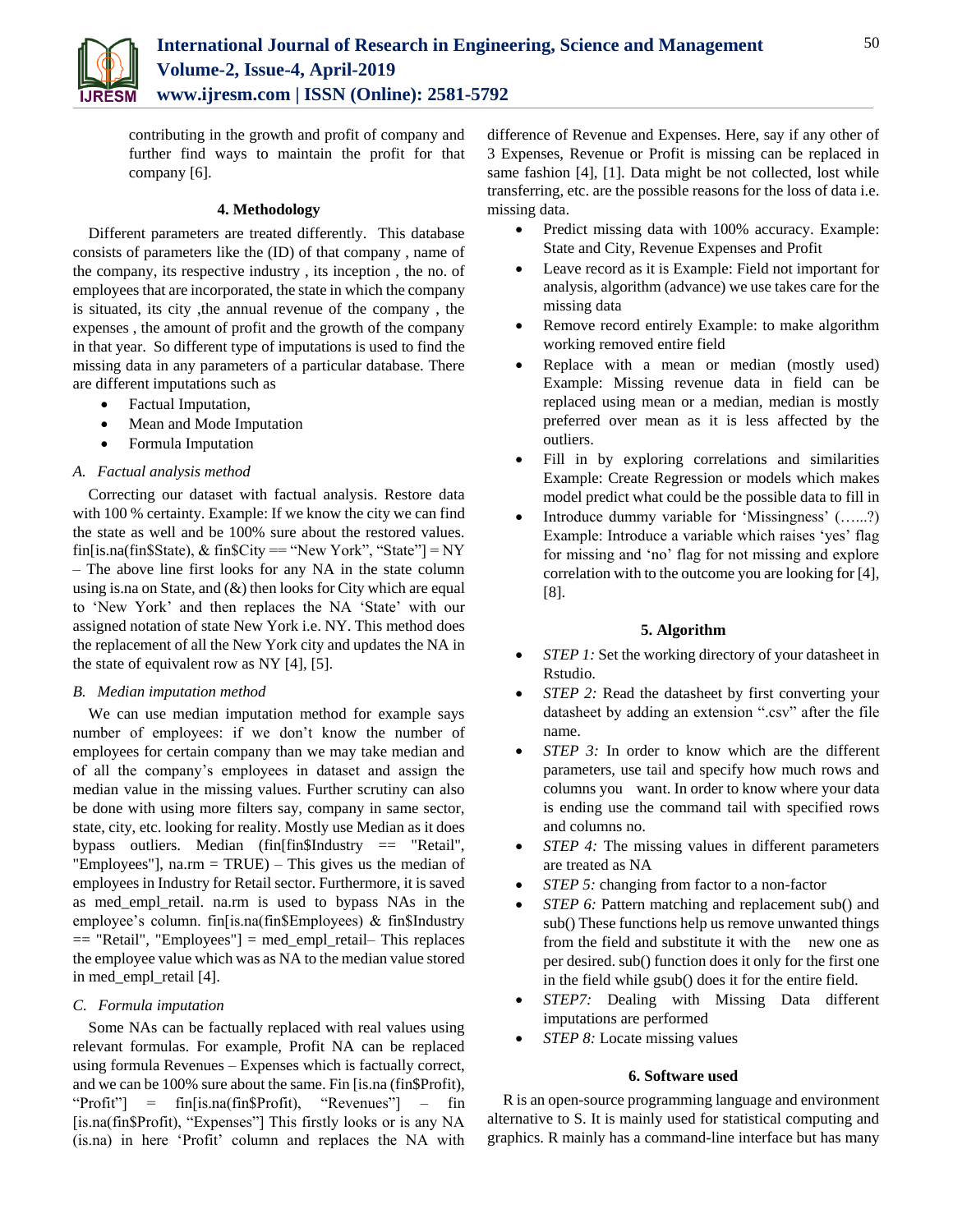contributing in the growth and profit of company and further find ways to maintain the profit for that company [6].

## 4. Methodology

Different parameters are treated differently. This database consists of parameters like the (ID) of that company , name of the company, its respective industry , its inception , the no. of employees that are incorporated, the state in which the company is situated, its city ,the annual revenue of the company , the expenses , the amount of profit and the growth of the company in that year. So different type of imputations is used to find the missing data in any parameters of a particular database. There are different imputations such as

- Factual Imputation,
- Mean and Mode Imputation
- Formula Imputation

### *A. Factual analysis method*

Correcting our dataset with factual analysis. Restore data with 100 % certainty. Example: If we know the city we can find the state as well and be 100% sure about the restored values. fin[is.na(fin$State), & fin$City == "New York", "State"] = NY – The above line first looks for any NA in the state column using is.na on State, and (&) then looks for City which are equal to 'New York' and then replaces the NA 'State' with our assigned notation of state New York i.e. NY. This method does the replacement of all the New York city and updates the NA in the state of equivalent row as NY [4], [5].

### *B. Median imputation method*

We can use median imputation method for example says number of employees: if we don't know the number of employees for certain company than we may take median and of all the company's employees in dataset and assign the median value in the missing values. Further scrutiny can also be done with using more filters say, company in same sector, state, city, etc. looking for reality. Mostly use Median as it does bypass outliers. Median (fin[fin$Industry == "Retail", "Employees"], na.rm = TRUE) – This gives us the median of employees in Industry for Retail sector. Furthermore, it is saved as med_empl_retail. na.rm is used to bypass NAs in the employee's column. fin[is.na(fin$Employees) & fin$Industry == "Retail", "Employees"] = med_empl_retail– This replaces the employee value which was as NA to the median value stored in med_empl_retail [4].

### *C. Formula imputation*

Some NAs can be factually replaced with real values using relevant formulas. For example, Profit NA can be replaced using formula Revenues – Expenses which is factually correct, and we can be 100% sure about the same. Fin [is.na (fin$Profit), "Profit"] = fin[is.na(fin$Profit), "Revenues"] – fin [is.na(fin$Profit), "Expenses"] This firstly looks or is any NA (is.na) in here 'Profit' column and replaces the NA with difference of Revenue and Expenses. Here, say if any other of 3 Expenses, Revenue or Profit is missing can be replaced in same fashion [4], [1]. Data might be not collected, lost while transferring, etc. are the possible reasons for the loss of data i.e. missing data.

- Predict missing data with 100% accuracy. Example: State and City, Revenue Expenses and Profit
- Leave record as it is Example: Field not important for analysis, algorithm (advance) we use takes care for the missing data
- Remove record entirely Example: to make algorithm working removed entire field
- Replace with a mean or median (mostly used) Example: Missing revenue data in field can be replaced using mean or a median, median is mostly preferred over mean as it is less affected by the outliers.
- Fill in by exploring correlations and similarities Example: Create Regression or models which makes model predict what could be the possible data to fill in
- Introduce dummy variable for 'Missingness' (…...?) Example: Introduce a variable which raises 'yes' flag for missing and 'no' flag for not missing and explore correlation with to the outcome you are looking for [4], [8].

## 5. Algorithm

- *STEP 1:* Set the working directory of your datasheet in Rstudio.
- *STEP 2:* Read the datasheet by first converting your datasheet by adding an extension ".csv" after the file name.
- *STEP 3:* In order to know which are the different parameters, use tail and specify how much rows and columns you want. In order to know where your data is ending use the command tail with specified rows and columns no.
- *STEP 4:* The missing values in different parameters are treated as NA
- *STEP 5:* changing from factor to a non-factor
- *STEP 6:* Pattern matching and replacement sub() and sub() These functions help us remove unwanted things from the field and substitute it with the new one as per desired. sub() function does it only for the first one in the field while gsub() does it for the entire field.
- *STEP7:* Dealing with Missing Data different imputations are performed
- *STEP 8:* Locate missing values

## 6. Software used

R is an open-source programming language and environment alternative to S. It is mainly used for statistical computing and graphics. R mainly has a command-line interface but has many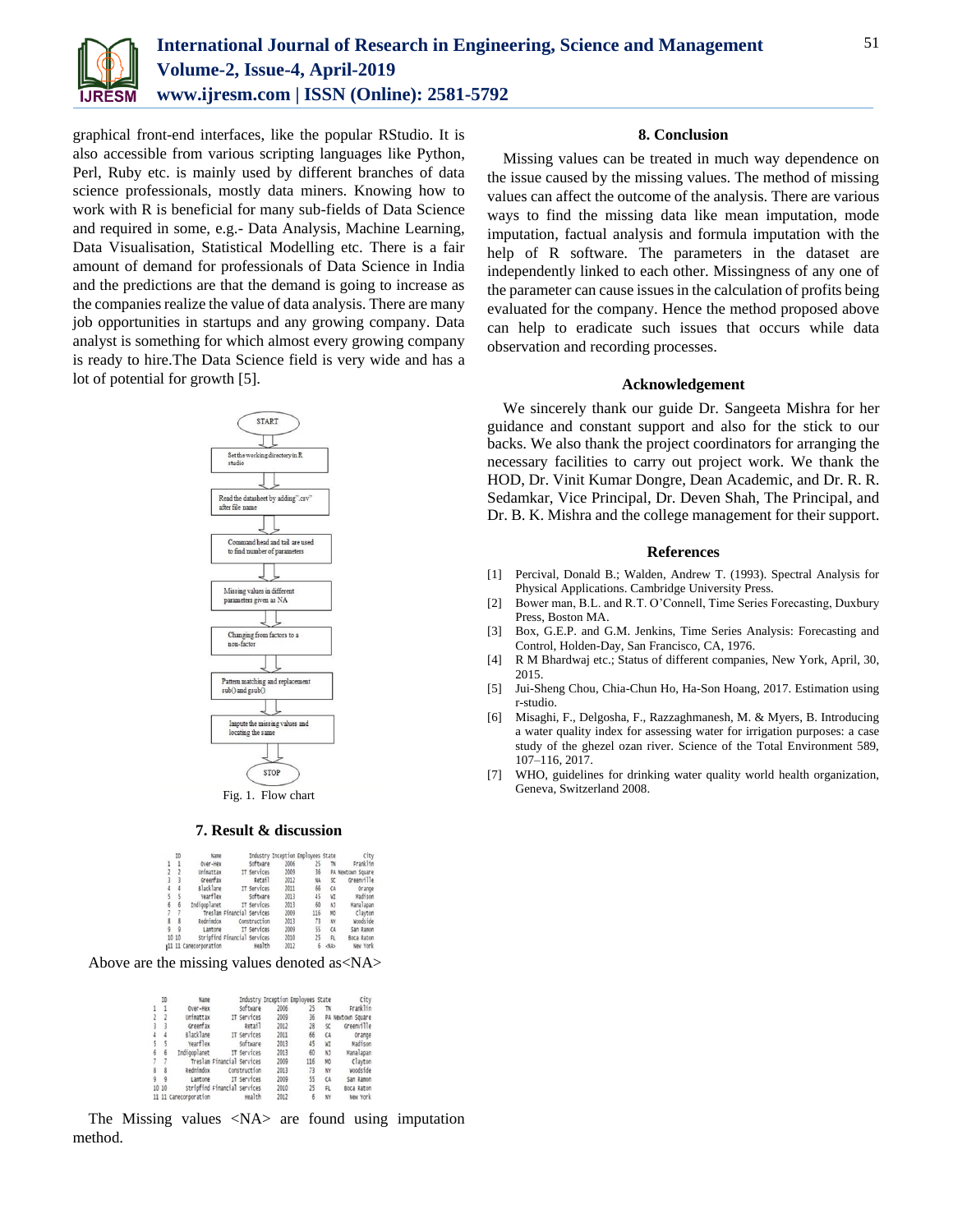graphical front-end interfaces, like the popular RStudio. It is also accessible from various scripting languages like Python, Perl, Ruby etc. is mainly used by different branches of data science professionals, mostly data miners. Knowing how to work with R is beneficial for many sub-fields of Data Science and required in some, e.g.- Data Analysis, Machine Learning, Data Visualisation, Statistical Modelling etc. There is a fair amount of demand for professionals of Data Science in India and the predictions are that the demand is going to increase as the companies realize the value of data analysis. There are many job opportunities in startups and any growing company. Data analyst is something for which almost every growing company is ready to hire.The Data Science field is very wide and has a lot of potential for growth [5].

START

Set the working directory in R studio

Read the datasheet by adding".csv" after file name

Command head and tail are used to find number of parameters

Missing values in different parameters given as NA

Changing from factors to a non-factor

Pattern matching and replacement sub() and gsub()

Impute the missing values and locating the same

STOP

Fig. 1. Flow chart

## 7. Result & discussion

| | ID | Name | Industry | Inception | Employees | State | City |
|---|---|---|---|---|---|---|---|
| 1 | 1 | Over-Hex | Software | 2006 | 25 | TN | Franklin |
| 2 | 2 | Unimattax | IT Services | 2009 | 36 | PA | Newtown Square |
| 3 | 3 | Greenfax | Retail | 2012 | NA | SC | Greenville |
| 4 | 4 | Blacklane | IT Services | 2011 | 66 | CA | Orange |
| 5 | 5 | Yearflex | Software | 2013 | 45 | WI | Madison |
| 6 | 6 | Indigoplanet | IT Services | 2013 | 60 | NJ | Manalapan |
| 7 | 7 | Treslam | Financial Services | 2009 | 116 | MO | Clayton |
| 8 | 8 | Rednimdox | Construction | 2013 | 73 | NY | Woodside |
| 9 | 9 | Lamtone | IT Services | 2009 | 55 | CA | San Ramon |
| 10 | 10 | Stripfind | Financial Services | 2010 | 25 | FL | Boca Raton |
| 11 | 11 | Canecorporation | Health | 2012 | 6 | <NA> | New York |

Above are the missing values denoted as<NA>

| | ID | Name | Industry | Inception | Employees | State | City |
|---|---|---|---|---|---|---|---|
| 1 | 1 | Over-Hex | Software | 2006 | 25 | TN | Franklin |
| 2 | 2 | Unimattax | IT Services | 2009 | 36 | PA | Newtown Square |
| 3 | 3 | Greenfax | Retail | 2012 | 28 | SC | Greenville |
| 4 | 4 | Blacklane | IT Services | 2011 | 66 | CA | Orange |
| 5 | 5 | Yearflex | Software | 2013 | 45 | WI | Madison |
| 6 | 6 | Indigoplanet | IT Services | 2013 | 60 | NJ | Manalapan |
| 7 | 7 | Treslam | Financial Services | 2009 | 116 | MO | Clayton |
| 8 | 8 | Rednimdox | Construction | 2013 | 73 | NY | Woodside |
| 9 | 9 | Lamtone | IT Services | 2009 | 55 | CA | San Ramon |
| 10 | 10 | Stripfind | Financial Services | 2010 | 25 | FL | Boca Raton |
| 11 | 11 | Canecorporation | Health | 2012 | 6 | NY | New York |

The Missing values <NA> are found using imputation method.

## 8. Conclusion

Missing values can be treated in much way dependence on the issue caused by the missing values. The method of missing values can affect the outcome of the analysis. There are various ways to find the missing data like mean imputation, mode imputation, factual analysis and formula imputation with the help of R software. The parameters in the dataset are independently linked to each other. Missingness of any one of the parameter can cause issues in the calculation of profits being evaluated for the company. Hence the method proposed above can help to eradicate such issues that occurs while data observation and recording processes.

## Acknowledgement

We sincerely thank our guide Dr. Sangeeta Mishra for her guidance and constant support and also for the stick to our backs. We also thank the project coordinators for arranging the necessary facilities to carry out project work. We thank the HOD, Dr. Vinit Kumar Dongre, Dean Academic, and Dr. R. R. Sedamkar, Vice Principal, Dr. Deven Shah, The Principal, and Dr. B. K. Mishra and the college management for their support.

## References

[1] Percival, Donald B.; Walden, Andrew T. (1993). Spectral Analysis for Physical Applications. Cambridge University Press.

[2] Bower man, B.L. and R.T. O'Connell, Time Series Forecasting, Duxbury Press, Boston MA.

[3] Box, G.E.P. and G.M. Jenkins, Time Series Analysis: Forecasting and Control, Holden-Day, San Francisco, CA, 1976.

[4] R M Bhardwaj etc.; Status of different companies, New York, April, 30, 2015.

[5] Jui-Sheng Chou, Chia-Chun Ho, Ha-Son Hoang, 2017. Estimation using r-studio.

[6] Misaghi, F., Delgosha, F., Razzaghmanesh, M. & Myers, B. Introducing a water quality index for assessing water for irrigation purposes: a case study of the ghezel ozan river. Science of the Total Environment 589, 107–116, 2017.

[7] WHO, guidelines for drinking water quality world health organization, Geneva, Switzerland 2008.